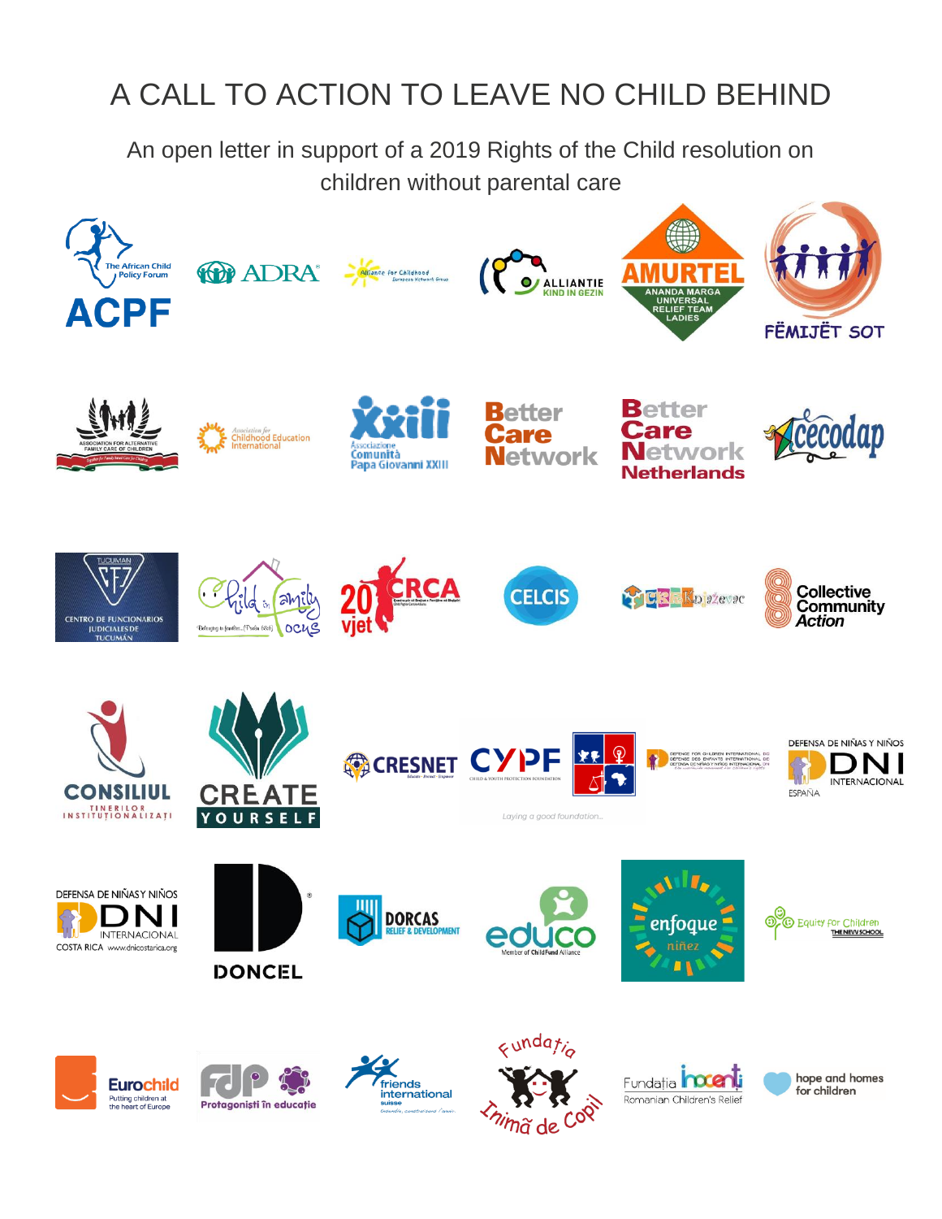# A CALL TO ACTION TO LEAVE NO CHILD BEHIND

An open letter in support of a 2019 Rights of the Child resolution on children without parental care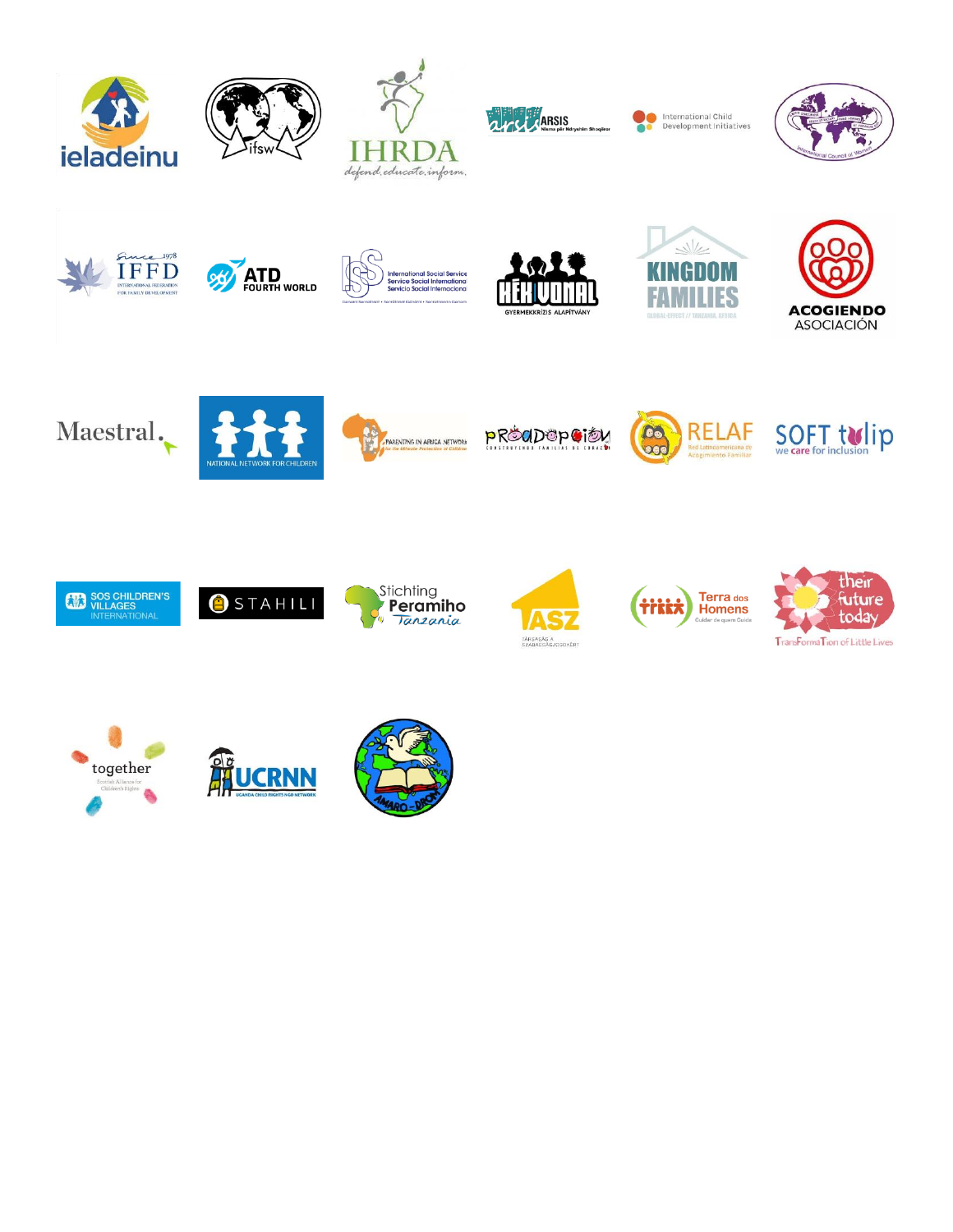ieladeinu

ifsw

IHRDA
defend, educate, inform.

ARSIS
Ні smа për Ndryshim Shoqëror

International Child Development Initiatives

International Council of Women

Since 1978
IFFD
INTERNATIONAL FEDERATION FOR FAMILY DEVELOPMENT

ATD FOURTH WORLD

ISS
International Social Service
Service Social International
Servicio Social Internacional

KÉK VONAL
GYERMEKKRÍZIS ALAPÍTVÁNY

KINGDOM FAMILIES
GLOBAL EFFECT // TANZANIA, AFRICA

ACOGIENDO ASOCIACIÓN

Maestral.

NATIONAL NETWORK FOR CHILDREN

PARENTING IN AFRICA NETWORK
for the Ultimate Protection of Children

PROADOPCIÓN
CONSTRUYENDO FAMILIAS DE CORAZÓN

RELAF
Red Latinoamericana de Acogimiento Familiar

SOFT tulip
we care for inclusion

SOS CHILDREN'S VILLAGES INTERNATIONAL

STAHILI

Stichting Peramiho Tanzania

ASZ
TÁRSASÁG A SZABADSÁGJOGOKÉRT

Terra dos Homens
Cuidar de quem Cuida

their future today
TransFormaTion of Little Lives

together
Scottish Alliance for Children's Rights

UCRNN
UGANDA CHILD RIGHTS NGO NETWORK

AMARO-DROM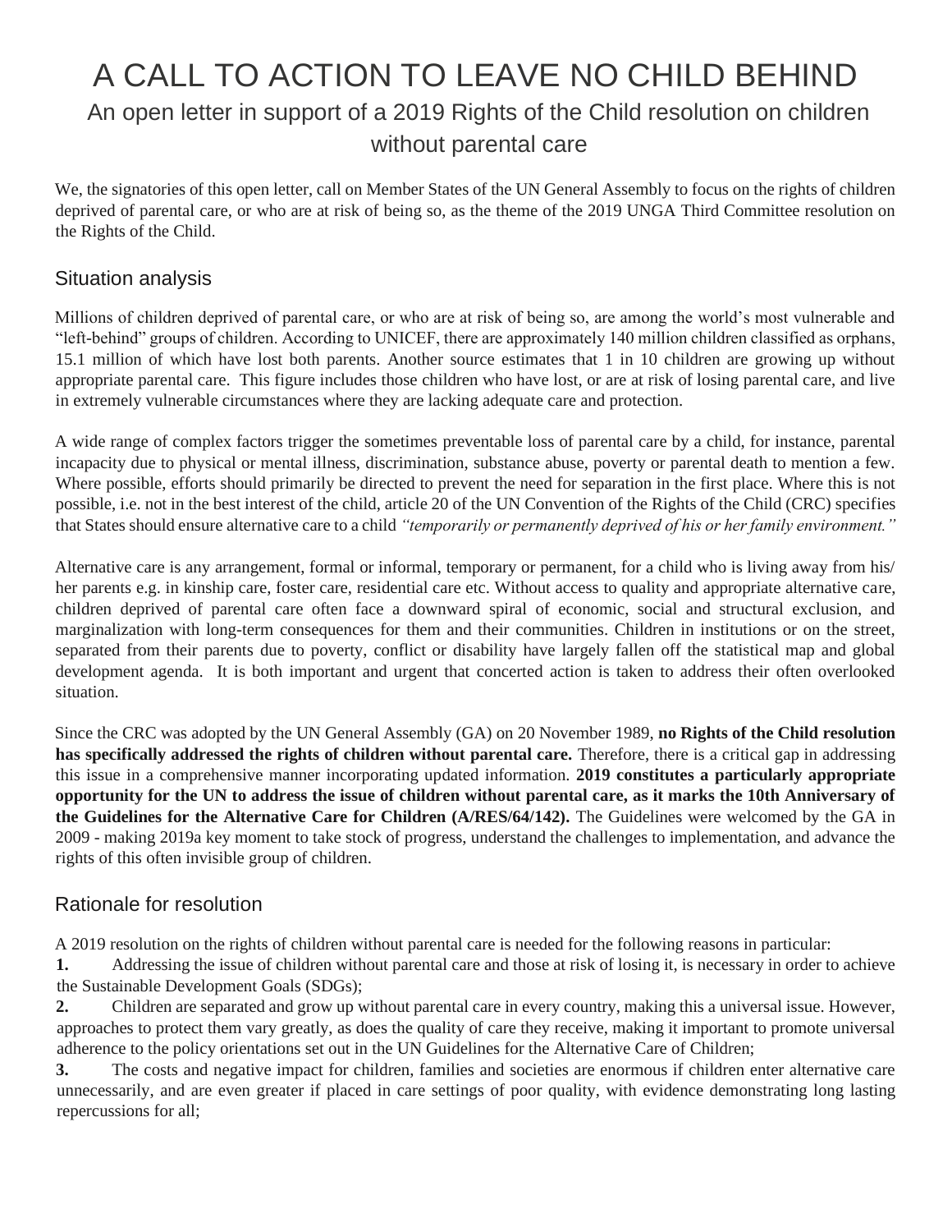# A CALL TO ACTION TO LEAVE NO CHILD BEHIND

## An open letter in support of a 2019 Rights of the Child resolution on children without parental care

We, the signatories of this open letter, call on Member States of the UN General Assembly to focus on the rights of children deprived of parental care, or who are at risk of being so, as the theme of the 2019 UNGA Third Committee resolution on the Rights of the Child.

### Situation analysis

Millions of children deprived of parental care, or who are at risk of being so, are among the world's most vulnerable and "left-behind" groups of children. According to UNICEF, there are approximately 140 million children classified as orphans, 15.1 million of which have lost both parents. Another source estimates that 1 in 10 children are growing up without appropriate parental care. This figure includes those children who have lost, or are at risk of losing parental care, and live in extremely vulnerable circumstances where they are lacking adequate care and protection.

A wide range of complex factors trigger the sometimes preventable loss of parental care by a child, for instance, parental incapacity due to physical or mental illness, discrimination, substance abuse, poverty or parental death to mention a few. Where possible, efforts should primarily be directed to prevent the need for separation in the first place. Where this is not possible, i.e. not in the best interest of the child, article 20 of the UN Convention of the Rights of the Child (CRC) specifies that States should ensure alternative care to a child *"temporarily or permanently deprived of his or her family environment."*

Alternative care is any arrangement, formal or informal, temporary or permanent, for a child who is living away from his/ her parents e.g. in kinship care, foster care, residential care etc. Without access to quality and appropriate alternative care, children deprived of parental care often face a downward spiral of economic, social and structural exclusion, and marginalization with long-term consequences for them and their communities. Children in institutions or on the street, separated from their parents due to poverty, conflict or disability have largely fallen off the statistical map and global development agenda. It is both important and urgent that concerted action is taken to address their often overlooked situation.

Since the CRC was adopted by the UN General Assembly (GA) on 20 November 1989, **no Rights of the Child resolution has specifically addressed the rights of children without parental care.** Therefore, there is a critical gap in addressing this issue in a comprehensive manner incorporating updated information. **2019 constitutes a particularly appropriate opportunity for the UN to address the issue of children without parental care, as it marks the 10th Anniversary of the Guidelines for the Alternative Care for Children (A/RES/64/142).** The Guidelines were welcomed by the GA in 2009 - making 2019a key moment to take stock of progress, understand the challenges to implementation, and advance the rights of this often invisible group of children.

### Rationale for resolution

A 2019 resolution on the rights of children without parental care is needed for the following reasons in particular:

**1.** Addressing the issue of children without parental care and those at risk of losing it, is necessary in order to achieve the Sustainable Development Goals (SDGs);

**2.** Children are separated and grow up without parental care in every country, making this a universal issue. However, approaches to protect them vary greatly, as does the quality of care they receive, making it important to promote universal adherence to the policy orientations set out in the UN Guidelines for the Alternative Care of Children;

**3.** The costs and negative impact for children, families and societies are enormous if children enter alternative care unnecessarily, and are even greater if placed in care settings of poor quality, with evidence demonstrating long lasting repercussions for all;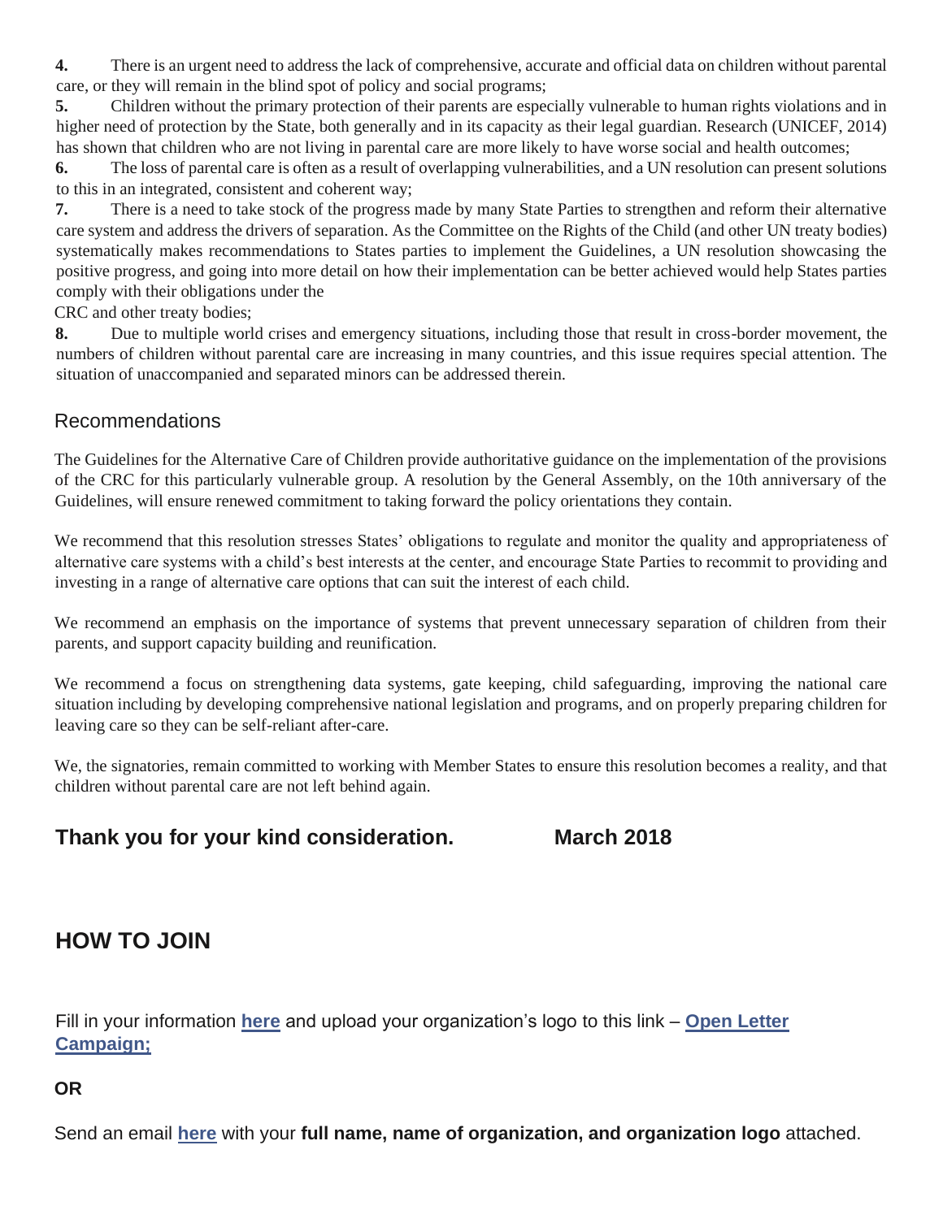**4.** There is an urgent need to address the lack of comprehensive, accurate and official data on children without parental care, or they will remain in the blind spot of policy and social programs;

**5.** Children without the primary protection of their parents are especially vulnerable to human rights violations and in higher need of protection by the State, both generally and in its capacity as their legal guardian. Research (UNICEF, 2014) has shown that children who are not living in parental care are more likely to have worse social and health outcomes;

**6.** The loss of parental care is often as a result of overlapping vulnerabilities, and a UN resolution can present solutions to this in an integrated, consistent and coherent way;

**7.** There is a need to take stock of the progress made by many State Parties to strengthen and reform their alternative care system and address the drivers of separation. As the Committee on the Rights of the Child (and other UN treaty bodies) systematically makes recommendations to States parties to implement the Guidelines, a UN resolution showcasing the positive progress, and going into more detail on how their implementation can be better achieved would help States parties comply with their obligations under the CRC and other treaty bodies;

**8.** Due to multiple world crises and emergency situations, including those that result in cross-border movement, the numbers of children without parental care are increasing in many countries, and this issue requires special attention. The situation of unaccompanied and separated minors can be addressed therein.

## Recommendations

The Guidelines for the Alternative Care of Children provide authoritative guidance on the implementation of the provisions of the CRC for this particularly vulnerable group. A resolution by the General Assembly, on the 10th anniversary of the Guidelines, will ensure renewed commitment to taking forward the policy orientations they contain.

We recommend that this resolution stresses States' obligations to regulate and monitor the quality and appropriateness of alternative care systems with a child's best interests at the center, and encourage State Parties to recommit to providing and investing in a range of alternative care options that can suit the interest of each child.

We recommend an emphasis on the importance of systems that prevent unnecessary separation of children from their parents, and support capacity building and reunification.

We recommend a focus on strengthening data systems, gate keeping, child safeguarding, improving the national care situation including by developing comprehensive national legislation and programs, and on properly preparing children for leaving care so they can be self-reliant after-care.

We, the signatories, remain committed to working with Member States to ensure this resolution becomes a reality, and that children without parental care are not left behind again.

**Thank you for your kind consideration.** **March 2018**

## HOW TO JOIN

Fill in your information **here** and upload your organization's logo to this link – **Open Letter Campaign;**

**OR**

Send an email **here** with your **full name, name of organization, and organization logo** attached.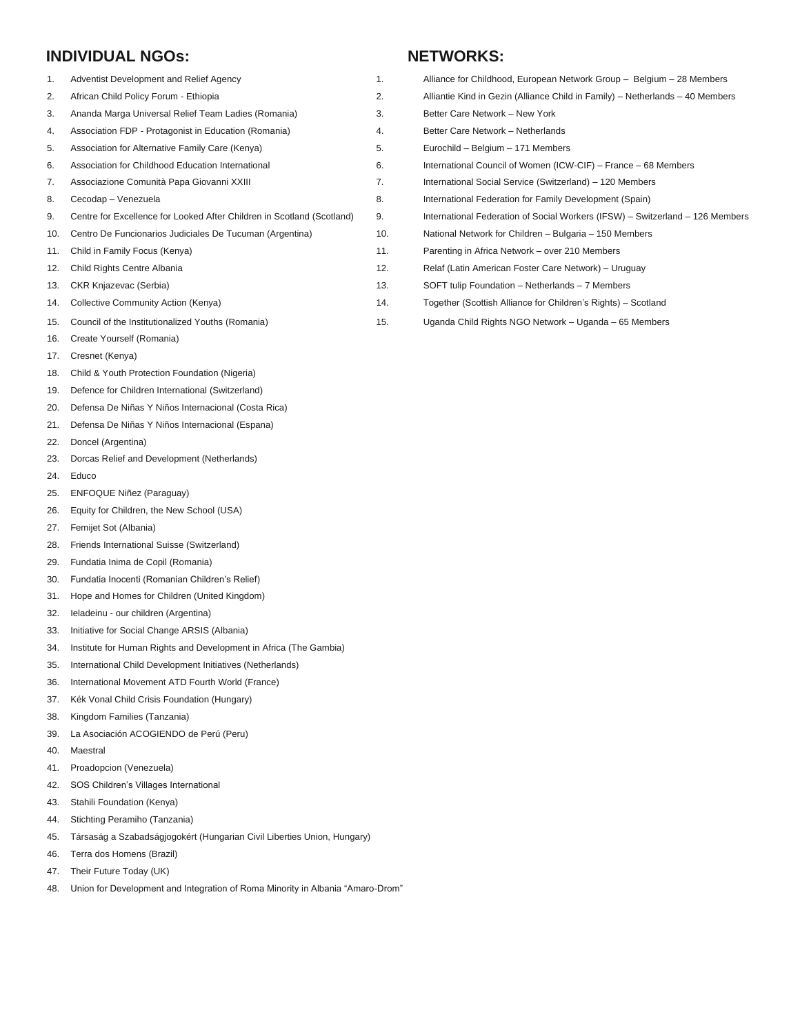## INDIVIDUAL NGOs:

1. Adventist Development and Relief Agency
2. African Child Policy Forum - Ethiopia
3. Ananda Marga Universal Relief Team Ladies (Romania)
4. Association FDP - Protagonist in Education (Romania)
5. Association for Alternative Family Care (Kenya)
6. Association for Childhood Education International
7. Associazione Comunità Papa Giovanni XXIII
8. Cecodap – Venezuela
9. Centre for Excellence for Looked After Children in Scotland (Scotland)
10. Centro De Funcionarios Judiciales De Tucuman (Argentina)
11. Child in Family Focus (Kenya)
12. Child Rights Centre Albania
13. CKR Knjazevac (Serbia)
14. Collective Community Action (Kenya)
15. Council of the Institutionalized Youths (Romania)
16. Create Yourself (Romania)
17. Cresnet (Kenya)
18. Child & Youth Protection Foundation (Nigeria)
19. Defence for Children International (Switzerland)
20. Defensa De Niñas Y Niños Internacional (Costa Rica)
21. Defensa De Niñas Y Niños Internacional (Espana)
22. Doncel (Argentina)
23. Dorcas Relief and Development (Netherlands)
24. Educo
25. ENFOQUE Niñez (Paraguay)
26. Equity for Children, the New School (USA)
27. Femijet Sot (Albania)
28. Friends International Suisse (Switzerland)
29. Fundatia Inima de Copil (Romania)
30. Fundatia Inocenti (Romanian Children's Relief)
31. Hope and Homes for Children (United Kingdom)
32. Ieladeinu - our children (Argentina)
33. Initiative for Social Change ARSIS (Albania)
34. Institute for Human Rights and Development in Africa (The Gambia)
35. International Child Development Initiatives (Netherlands)
36. International Movement ATD Fourth World (France)
37. Kék Vonal Child Crisis Foundation (Hungary)
38. Kingdom Families (Tanzania)
39. La Asociación ACOGIENDO de Perú (Peru)
40. Maestral
41. Proadopcion (Venezuela)
42. SOS Children's Villages International
43. Stahili Foundation (Kenya)
44. Stichting Peramiho (Tanzania)
45. Társaság a Szabadságjogokért (Hungarian Civil Liberties Union, Hungary)
46. Terra dos Homens (Brazil)
47. Their Future Today (UK)
48. Union for Development and Integration of Roma Minority in Albania "Amaro-Drom"

## NETWORKS:

1. Alliance for Childhood, European Network Group – Belgium – 28 Members
2. Alliantie Kind in Gezin (Alliance Child in Family) – Netherlands – 40 Members
3. Better Care Network – New York
4. Better Care Network – Netherlands
5. Eurochild – Belgium – 171 Members
6. International Council of Women (ICW-CIF) – France – 68 Members
7. International Social Service (Switzerland) – 120 Members
8. International Federation for Family Development (Spain)
9. International Federation of Social Workers (IFSW) – Switzerland – 126 Members
10. National Network for Children – Bulgaria – 150 Members
11. Parenting in Africa Network – over 210 Members
12. Relaf (Latin American Foster Care Network) – Uruguay
13. SOFT tulip Foundation – Netherlands – 7 Members
14. Together (Scottish Alliance for Children's Rights) – Scotland
15. Uganda Child Rights NGO Network – Uganda – 65 Members